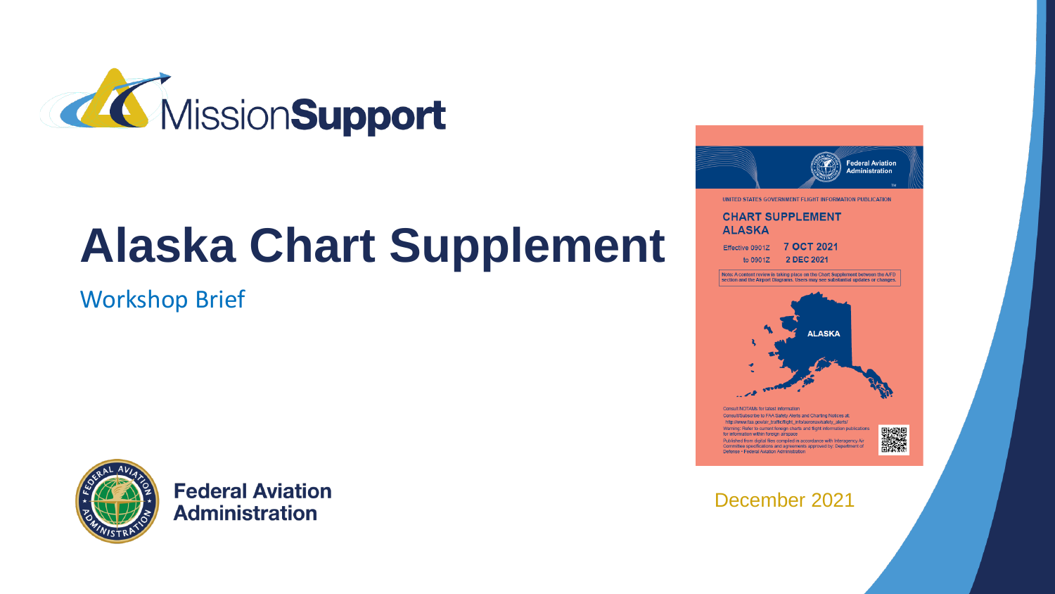MissionSupport

# Alaska Chart Support

Workshop Brief

UNITED STATES GOVERNMENT FLIGHT INFORMATION PUBLICATION

CHART SUPPLEMENT ALASKA

Effective 0901Z 7 OCT 2021

to 0901Z 2 DEC 2021

Note: A content review is taking place on the Chart Supplement between the A/FD section and the Airport Diagrams. Users may see substantial updates or changes.

ALASKA

Consult NOTAMs for latest information

Consult/Subscribe to FAA Safety Alerts and Charting Notices at: http://www.faa.gov/air_traffic/flight_info/aeronav/safety_alerts/

Warning: Refer to current foreign charts and flight information publications for information within foreign airspace

Published from digital files compiled in accordance with Interagency Air Committee specifications and agreements approved by: Department of Defense • Federal Aviation Administration

Federal Aviation Administration

December 2021

MissionSupport

# Alaska Chart Supplement

Workshop Brief

UNITED STATES GOVERNMENT FLIGHT INFORMATION PUBLICATION

CHART SUPPLEMENT ALASKA

Effective 0901Z 7 OCT 2021

to 0901Z 2 DEC 2021

Note: A content review is taking place on the Chart Supplement between the A/FD section and the Airport Diagrams. Users may see substantial updates or changes.

ALASKA

Consult NOTAMs for latest information

Consult/Subscribe to FAA Safety Alerts and Charting Notices at: http://www.faa.gov/air_traffic/flight_info/aeronav/safety_alerts/

Warning: Refer to current foreign charts and flight information publications for information within foreign airspace

Published from digital files compiled in accordance with Interagency Air Committee specifications and agreements approved by: Department of Defense • Federal Aviation Administration

Federal Aviation Administration

December 2021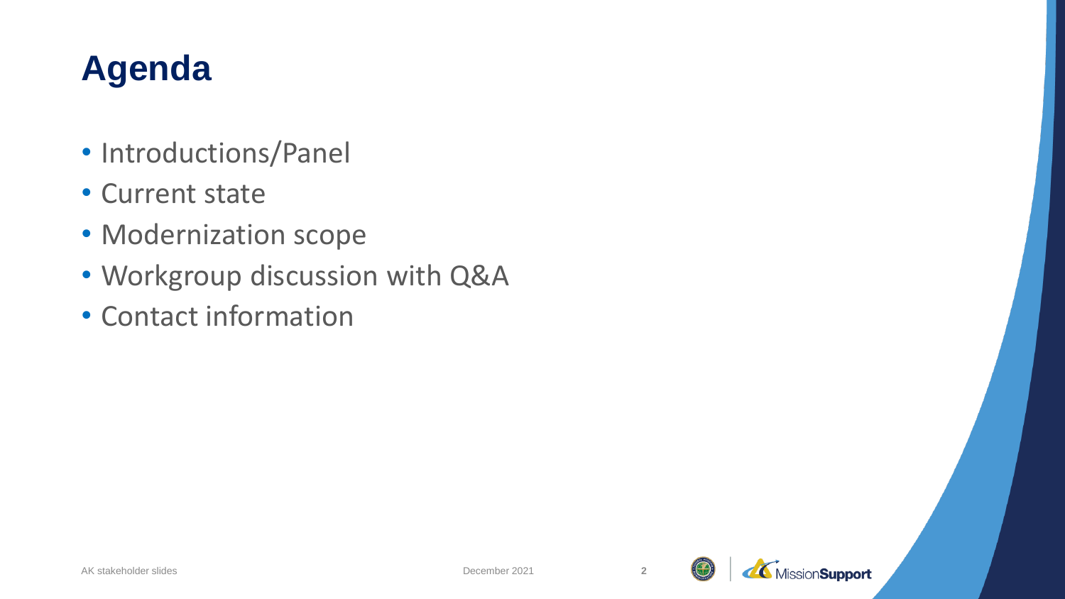# Agenda

- Introductions/Panel
- Current state
- Modernization scope
- Workgroup discussion with Q&A
- Contact information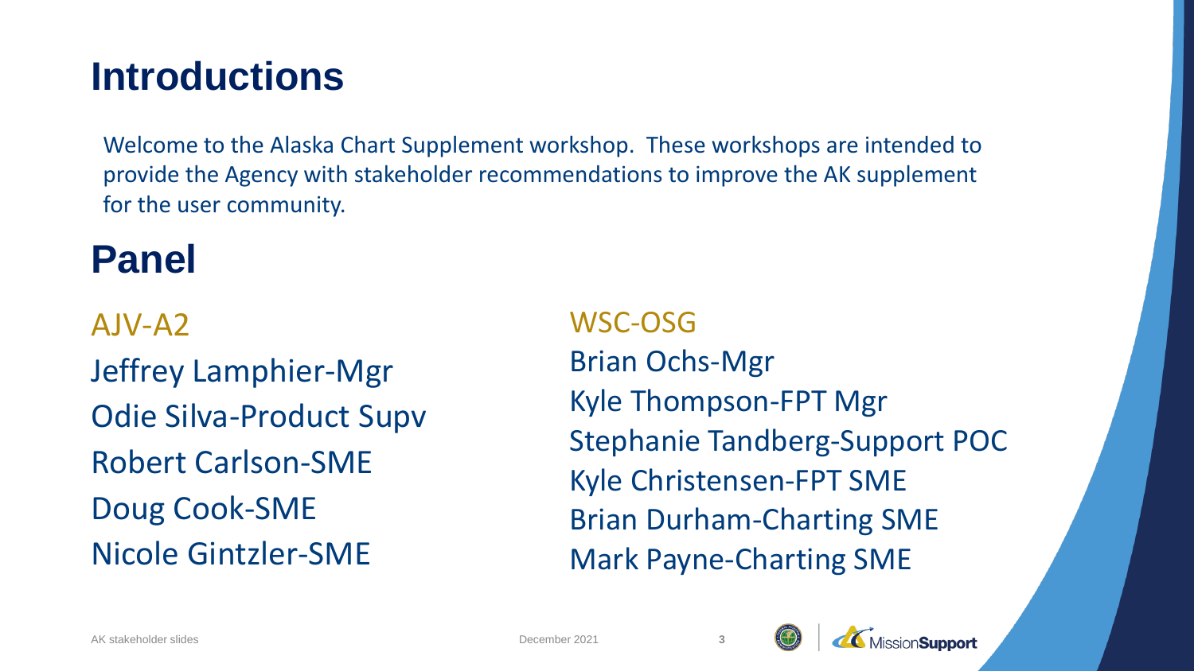# Introductions

Welcome to the Alaska Chart Supplement workshop. These workshops are intended to provide the Agency with stakeholder recommendations to improve the AK supplement for the user community.

# Panel

### AJV-A2

Jeffrey Lamphier-Mgr
Odie Silva-Product Supv
Robert Carlson-SME
Doug Cook-SME
Nicole Gintzler-SME

### WSC-OSG

Brian Ochs-Mgr
Kyle Thompson-FPT Mgr
Stephanie Tandberg-Support POC
Kyle Christensen-FPT SME
Brian Durham-Charting SME
Mark Payne-Charting SME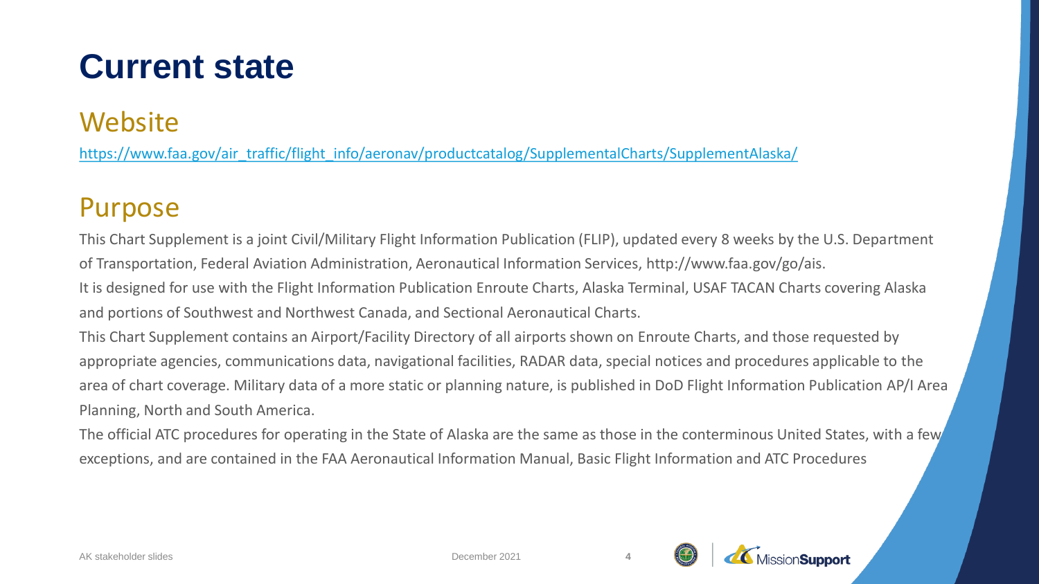# Current state

## Website

https://www.faa.gov/air_traffic/flight_info/aeronav/productcatalog/SupplementalCharts/SupplementAlaska/

## Purpose

This Chart Supplement is a joint Civil/Military Flight Information Publication (FLIP), updated every 8 weeks by the U.S. Department of Transportation, Federal Aviation Administration, Aeronautical Information Services, http://www.faa.gov/go/ais.

It is designed for use with the Flight Information Publication Enroute Charts, Alaska Terminal, USAF TACAN Charts covering Alaska and portions of Southwest and Northwest Canada, and Sectional Aeronautical Charts.

This Chart Supplement contains an Airport/Facility Directory of all airports shown on Enroute Charts, and those requested by appropriate agencies, communications data, navigational facilities, RADAR data, special notices and procedures applicable to the area of chart coverage. Military data of a more static or planning nature, is published in DoD Flight Information Publication AP/I Area Planning, North and South America.

The official ATC procedures for operating in the State of Alaska are the same as those in the conterminous United States, with a few exceptions, and are contained in the FAA Aeronautical Information Manual, Basic Flight Information and ATC Procedures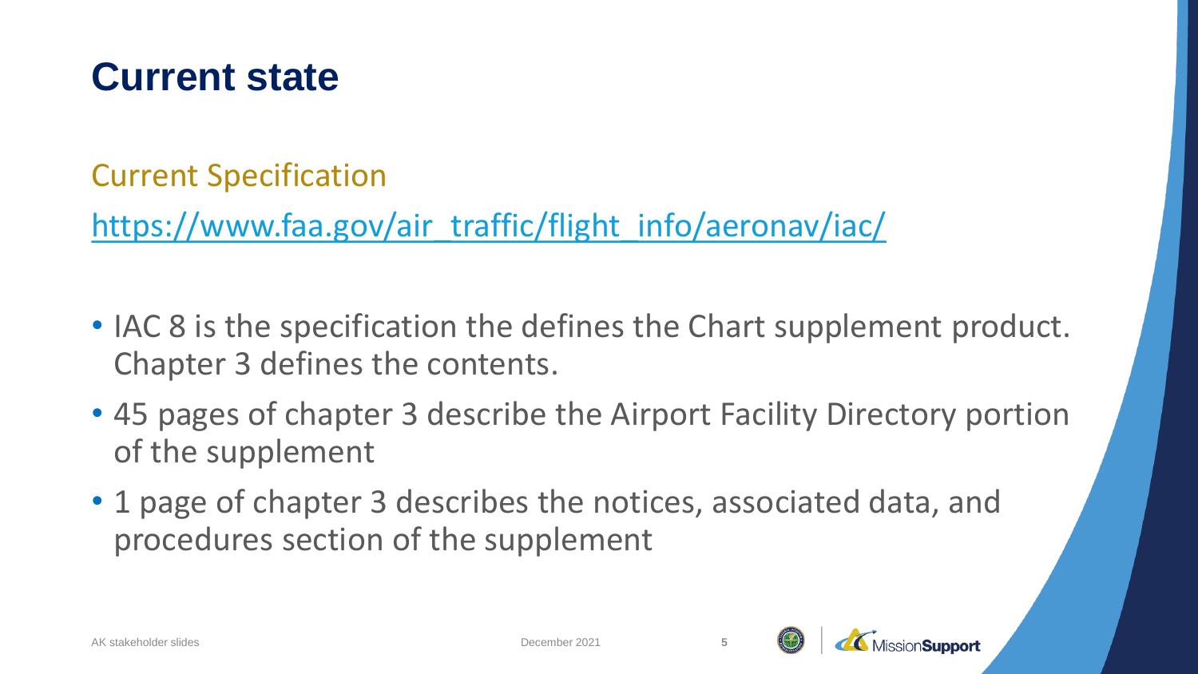# Current state

## Current Specification

https://www.faa.gov/air_traffic/flight_info/aeronav/iac/

- IAC 8 is the specification the defines the Chart supplement product. Chapter 3 defines the contents.
- 45 pages of chapter 3 describe the Airport Facility Directory portion of the supplement
- 1 page of chapter 3 describes the notices, associated data, and procedures section of the supplement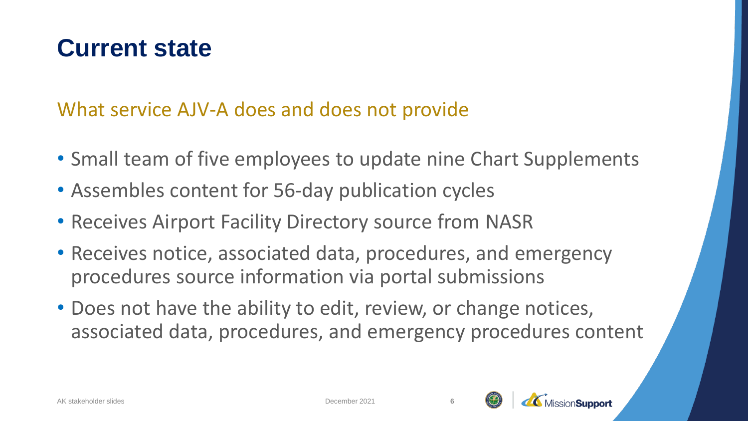# Current state

## What service AJV-A does and does not provide

- Small team of five employees to update nine Chart Supplements
- Assembles content for 56-day publication cycles
- Receives Airport Facility Directory source from NASR
- Receives notice, associated data, procedures, and emergency procedures source information via portal submissions
- Does not have the ability to edit, review, or change notices, associated data, procedures, and emergency procedures content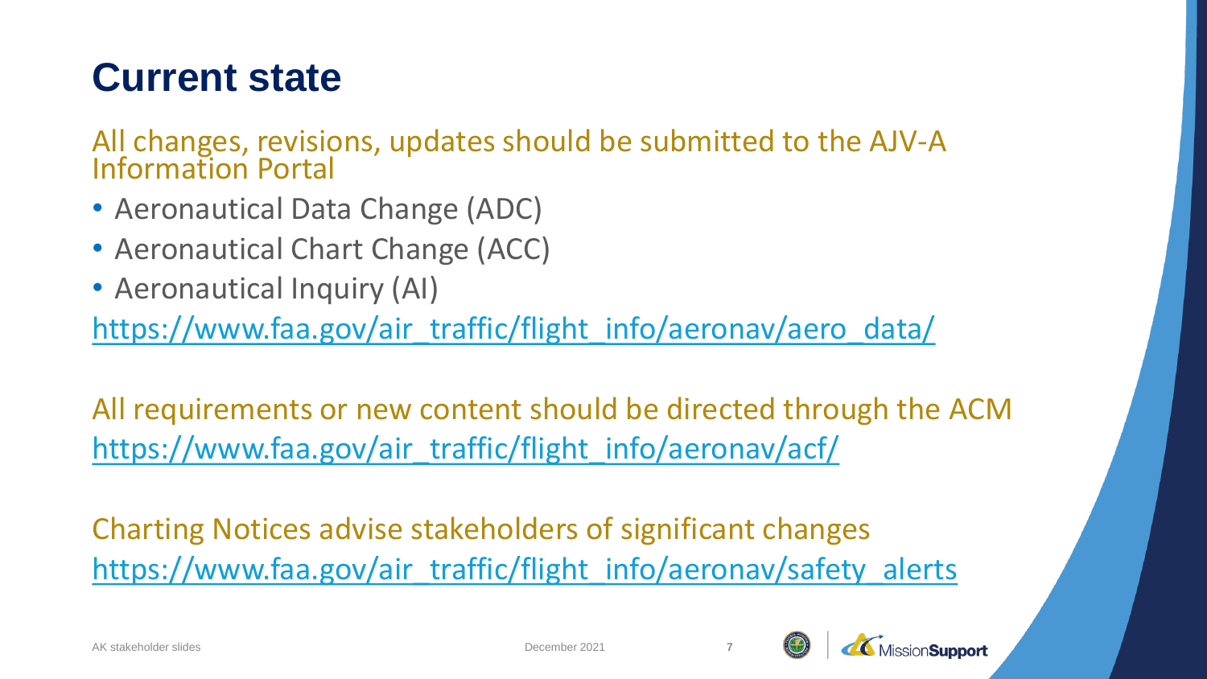# Current state

All changes, revisions, updates should be submitted to the AJV-A Information Portal

- Aeronautical Data Change (ADC)
- Aeronautical Chart Change (ACC)
- Aeronautical Inquiry (AI)

https://www.faa.gov/air_traffic/flight_info/aeronav/aero_data/

All requirements or new content should be directed through the ACM

https://www.faa.gov/air_traffic/flight_info/aeronav/acf/

Charting Notices advise stakeholders of significant changes

https://www.faa.gov/air_traffic/flight_info/aeronav/safety_alerts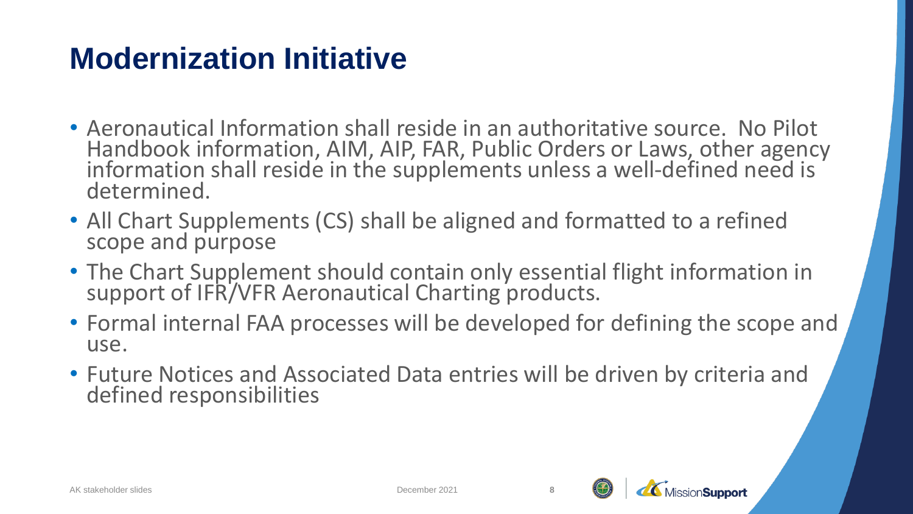# Modernization Initiative

- Aeronautical Information shall reside in an authoritative source. No Pilot Handbook information, AIM, AIP, FAR, Public Orders or Laws, other agency information shall reside in the supplements unless a well-defined need is determined.
- All Chart Supplements (CS) shall be aligned and formatted to a refined scope and purpose
- The Chart Supplement should contain only essential flight information in support of IFR/VFR Aeronautical Charting products.
- Formal internal FAA processes will be developed for defining the scope and use.
- Future Notices and Associated Data entries will be driven by criteria and defined responsibilities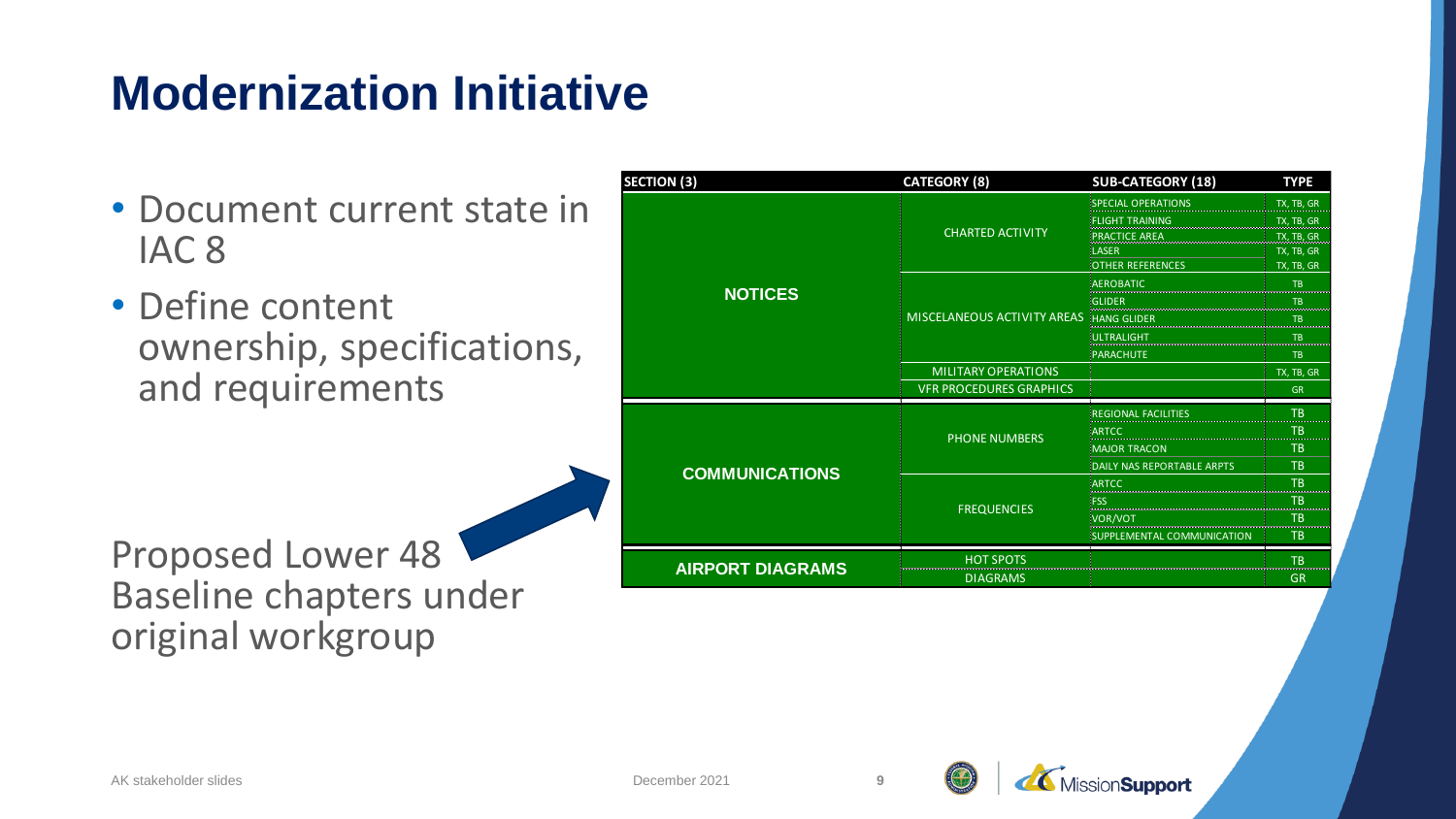# Modernization Initiative

- Document current state in IAC 8
- Define content ownership, specifications, and requirements

Proposed Lower 48 Baseline chapters under original workgroup

| SECTION (3) | CATEGORY (8) | SUB-CATEGORY (18) | TYPE |
|---|---|---|---|
| NOTICES | CHARTED ACTIVITY | SPECIAL OPERATIONS | TX, TB, GR |
| | | FLIGHT TRAINING | TX, TB, GR |
| | | PRACTICE AREA | TX, TB, GR |
| | | LASER | TX, TB, GR |
| | | OTHER REFERENCES | TX, TB, GR |
| | MISCELANEOUS ACTIVITY AREAS | AEROBATIC | TB |
| | | GLIDER | TB |
| | | HANG GLIDER | TB |
| | | ULTRALIGHT | TB |
| | | PARACHUTE | TB |
| | MILITARY OPERATIONS | | TX, TB, GR |
| | VFR PROCEDURES GRAPHICS | | GR |
| COMMUNICATIONS | PHONE NUMBERS | REGIONAL FACILITIES | TB |
| | | ARTCC | TB |
| | | MAJOR TRACON | TB |
| | | DAILY NAS REPORTABLE ARPTS | TB |
| | FREQUENCIES | ARTCC | TB |
| | | FSS | TB |
| | | VOR/VOT | TB |
| | | SUPPLEMENTAL COMMUNICATION | TB |
| AIRPORT DIAGRAMS | HOT SPOTS | | TB |
| | DIAGRAMS | | GR |

AK stakeholder slides December 2021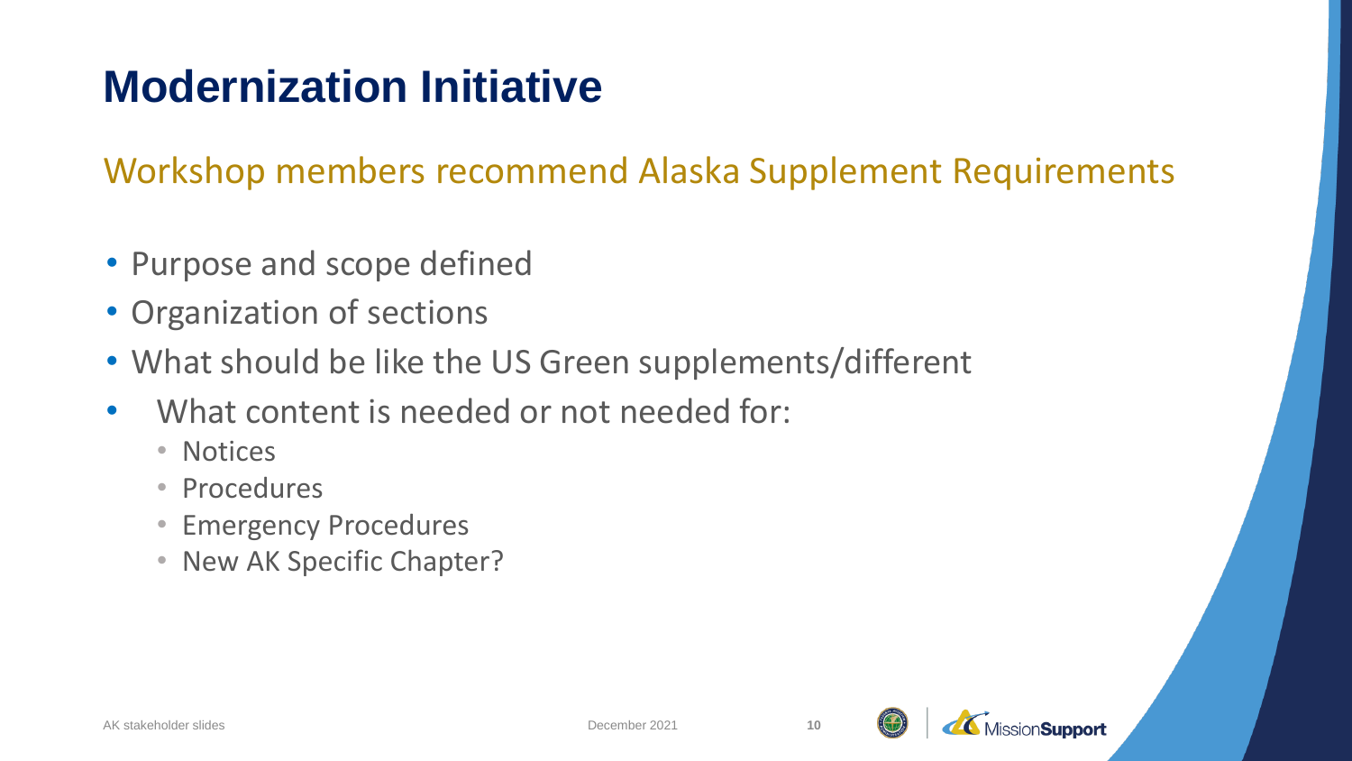# Modernization Initiative

## Workshop members recommend Alaska Supplement Requirements

- Purpose and scope defined
- Organization of sections
- What should be like the US Green supplements/different
- What content is needed or not needed for:
  - Notices
  - Procedures
  - Emergency Procedures
  - New AK Specific Chapter?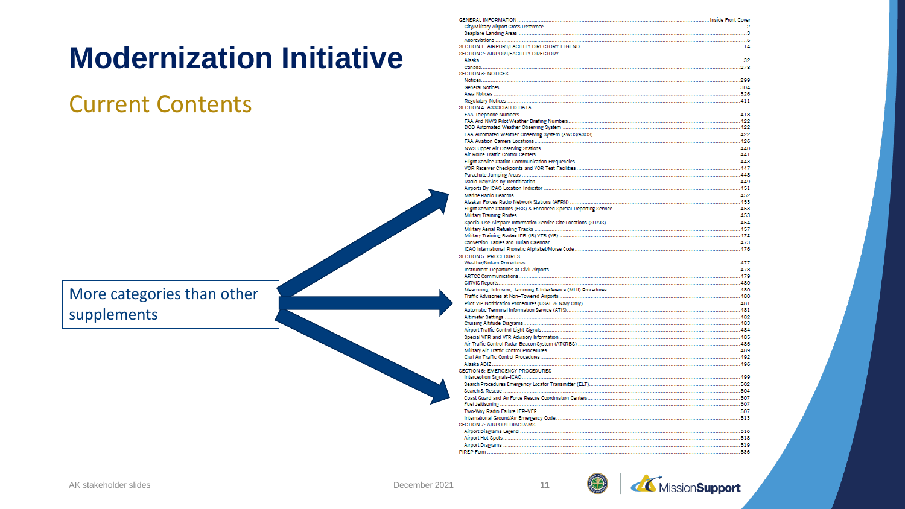# Modernization Initiative

## Current Contents

More categories than other supplements

GENERAL INFORMATION ........ Inside Front Cover
- City/Military Airport Cross Reference ........ 2
- Seaplane Landing Areas ........ 3
- Abbreviations ........ 6

SECTION 1: AIRPORT/FACILITY DIRECTORY LEGEND ........ 14

SECTION 2: AIRPORT/FACILITY DIRECTORY
- Alaska ........ 32
- Canada ........ 278

SECTION 3: NOTICES
- Notices ........ 299
- General Notices ........ 304
- Area Notices ........ 326
- Regulatory Notices ........ 411

SECTION 4: ASSOCIATED DATA
- FAA Telephone Numbers ........ 418
- FAA And NWS Pilot Weather Briefing Numbers ........ 422
- DOD Automated Weather Observing System ........ 422
- FAA Automated Weather Observing System (AWOS/ASOS) ........ 422
- FAA Aviation Camera Locations ........ 426
- NWS Upper Air Observing Stations ........ 440
- Air Route Traffic Control Centers ........ 441
- Flight Service Station Communication Frequencies ........ 443
- VOR Receiver Checkpoints and VOR Test Facilities ........ 447
- Parachute Jumping Areas ........ 448
- Radio Nav/Aids by Identification ........ 449
- Airports By ICAO Location Indicator ........ 451
- Marine Radio Beacons ........ 452
- Alaskan Forces Radio Network Stations (AFRN) ........ 453
- Flight Service Stations (FSS) & Enhanced Special Reporting Service ........ 453
- Military Training Routes ........ 453
- Special Use Airspace Information Service Site Locations (SUAIS) ........ 454
- Military Aerial Refueling Tracks ........ 457
- Military Training Routes IFR (IR) VFR (VR) ........ 472
- Conversion Tables and Julian Calendar ........ 473
- ICAO International Phonetic Alphabet/Morse Code ........ 476

SECTION 5: PROCEDURES
- Weather/Notam Procedures ........ 477
- Instrument Departures at Civil Airports ........ 478
- ARTCC Communications ........ 479
- CIRVIS Reports ........ 480
- Meaconing, Intrusion, Jamming & Interference (MIJI) Procedures ........ 480
- Traffic Advisories at Non–Towered Airports ........ 480
- Pilot VIP Notification Procedures (USAF & Navy Only) ........ 481
- Automatic Terminal Information Service (ATIS) ........ 481
- Altimeter Settings ........ 482
- Cruising Altitude Diagrams ........ 483
- Airport Traffic Control Light Signals ........ 484
- Special VFR and VFR Advisory Information ........ 485
- Air Traffic Control Radar Beacon System (ATCRBS) ........ 486
- Military Air Traffic Control Procedures ........ 489
- Civil Air Traffic Control Procedures ........ 492
- Alaska ADIZ ........ 496

SECTION 6: EMERGENCY PROCEDURES
- Interception Signals–ICAO ........ 499
- Search Procedures Emergency Locator Transmitter (ELT) ........ 502
- Search & Rescue ........ 504
- Coast Guard and Air Force Rescue Coordination Centers ........ 507
- Fuel Jettisoning ........ 507
- Two-Way Radio Failure IFR–VFR ........ 507
- International Ground/Air Emergency Code ........ 513

SECTION 7: AIRPORT DIAGRAMS
- Airport Diagrams Legend ........ 516
- Airport Hot Spots ........ 518
- Airport Diagrams ........ 519

PIREP Form ........ 536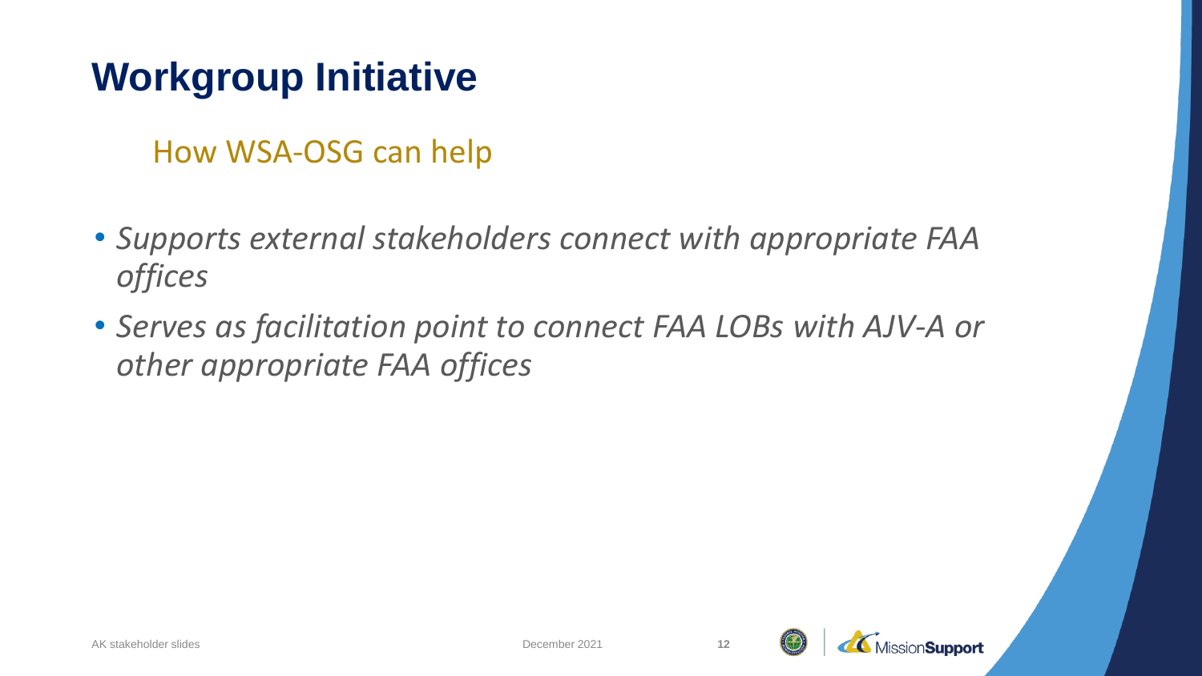# Workgroup Initiative

## How WSA-OSG can help

- *Supports external stakeholders connect with appropriate FAA offices*
- *Serves as facilitation point to connect FAA LOBs with AJV-A or other appropriate FAA offices*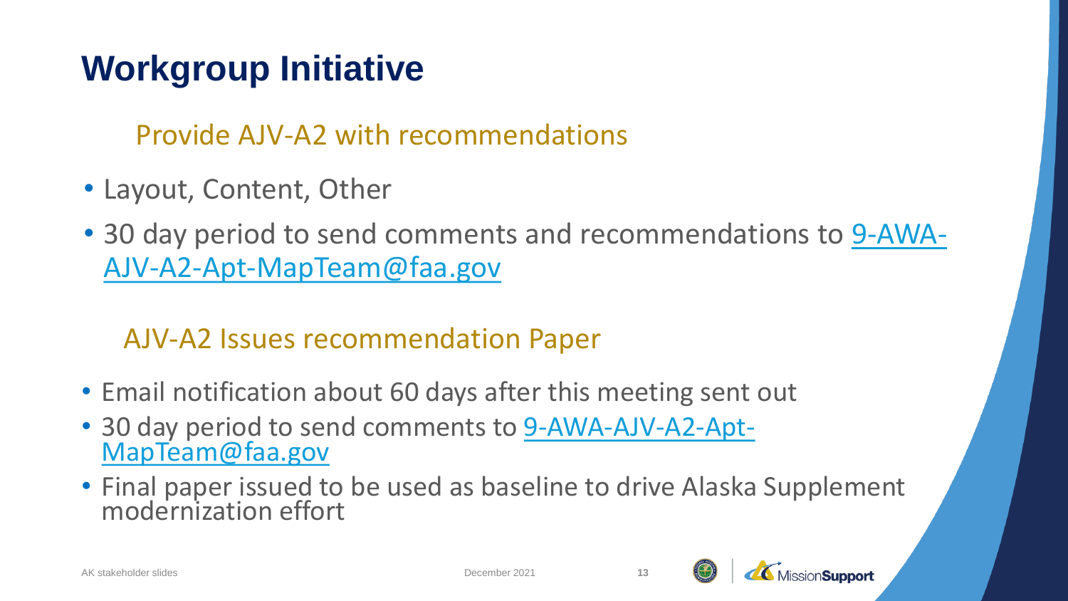# Workgroup Initiative

## Provide AJV-A2 with recommendations

- Layout, Content, Other
- 30 day period to send comments and recommendations to 9-AWA-AJV-A2-Apt-MapTeam@faa.gov

## AJV-A2 Issues recommendation Paper

- Email notification about 60 days after this meeting sent out
- 30 day period to send comments to 9-AWA-AJV-A2-Apt-MapTeam@faa.gov
- Final paper issued to be used as baseline to drive Alaska Supplement modernization effort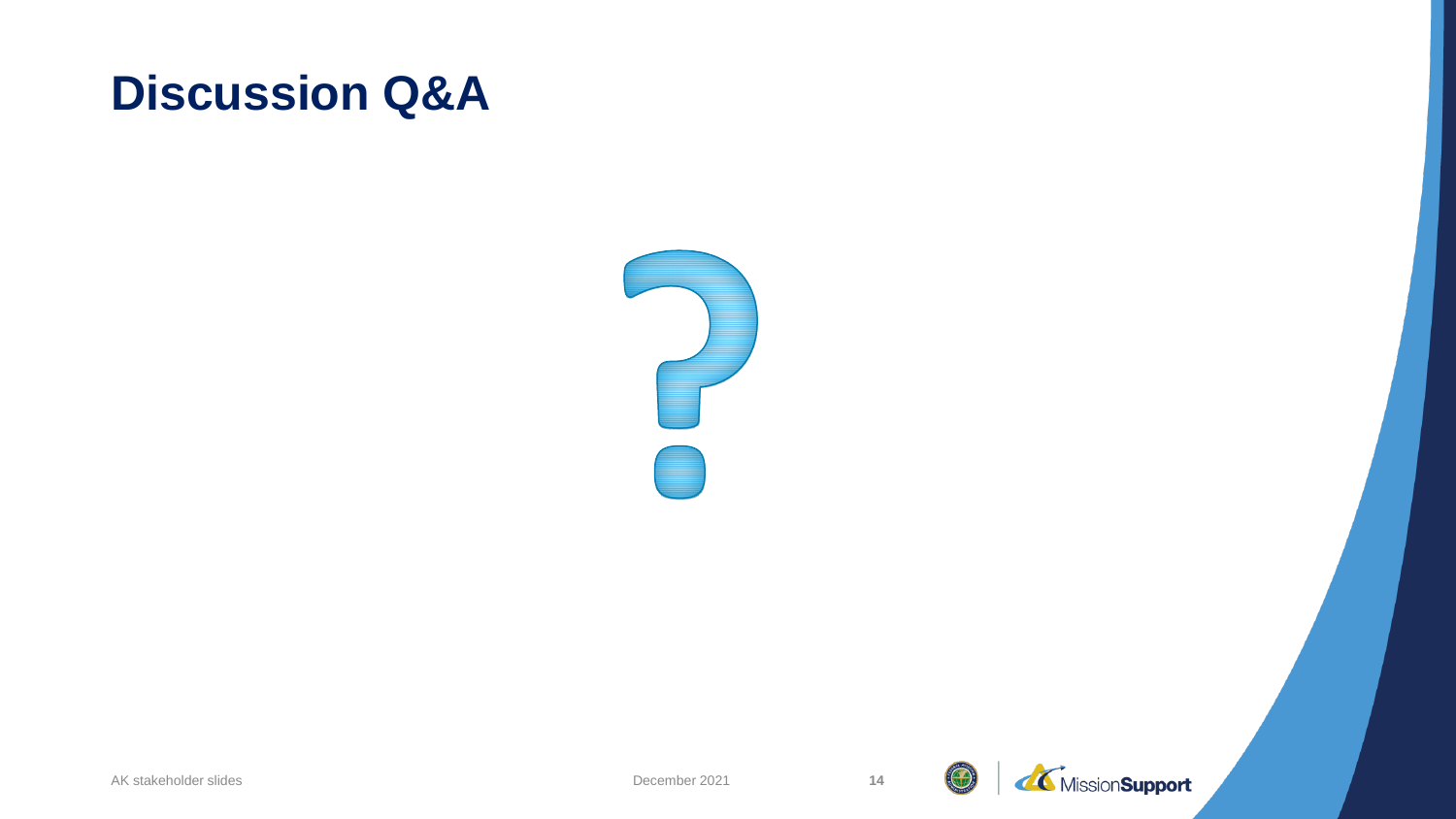# Discussion Q&A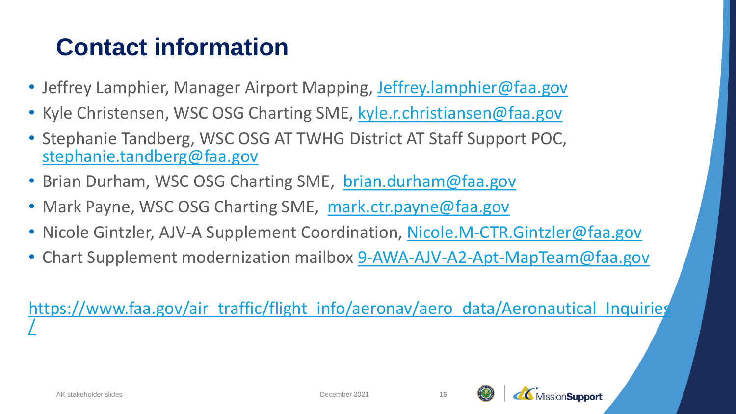# Contact information

- Jeffrey Lamphier, Manager Airport Mapping, Jeffrey.lamphier@faa.gov
- Kyle Christensen, WSC OSG Charting SME, kyle.r.christiansen@faa.gov
- Stephanie Tandberg, WSC OSG AT TWHG District AT Staff Support POC, stephanie.tandberg@faa.gov
- Brian Durham, WSC OSG Charting SME, brian.durham@faa.gov
- Mark Payne, WSC OSG Charting SME, mark.ctr.payne@faa.gov
- Nicole Gintzler, AJV-A Supplement Coordination, Nicole.M-CTR.Gintzler@faa.gov
- Chart Supplement modernization mailbox 9-AWA-AJV-A2-Apt-MapTeam@faa.gov

https://www.faa.gov/air_traffic/flight_info/aeronav/aero_data/Aeronautical_Inquiries/